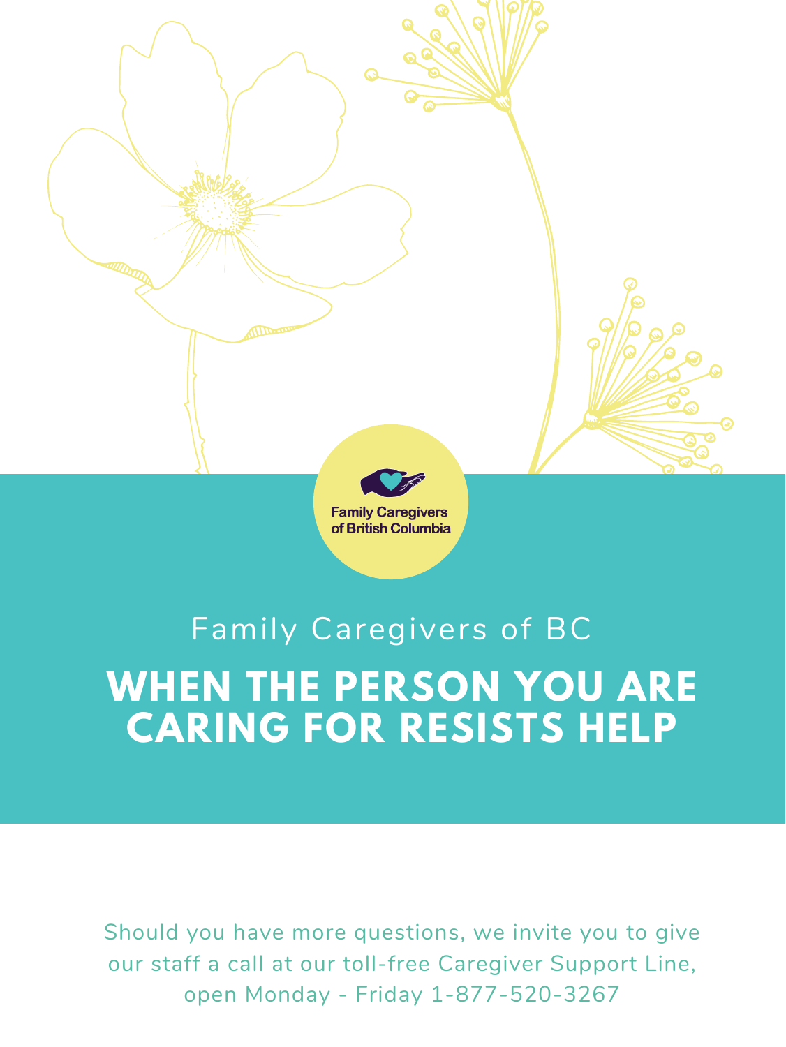Family Caregivers of British Columbia

Family Caregivers of BC

# WHEN THE PERSON YOU ARE CARING FOR RESISTS HELP

Should you have more questions, we invite you to give our staff a call at our toll-free Caregiver Support Line, open Monday - Friday 1-877-520-3267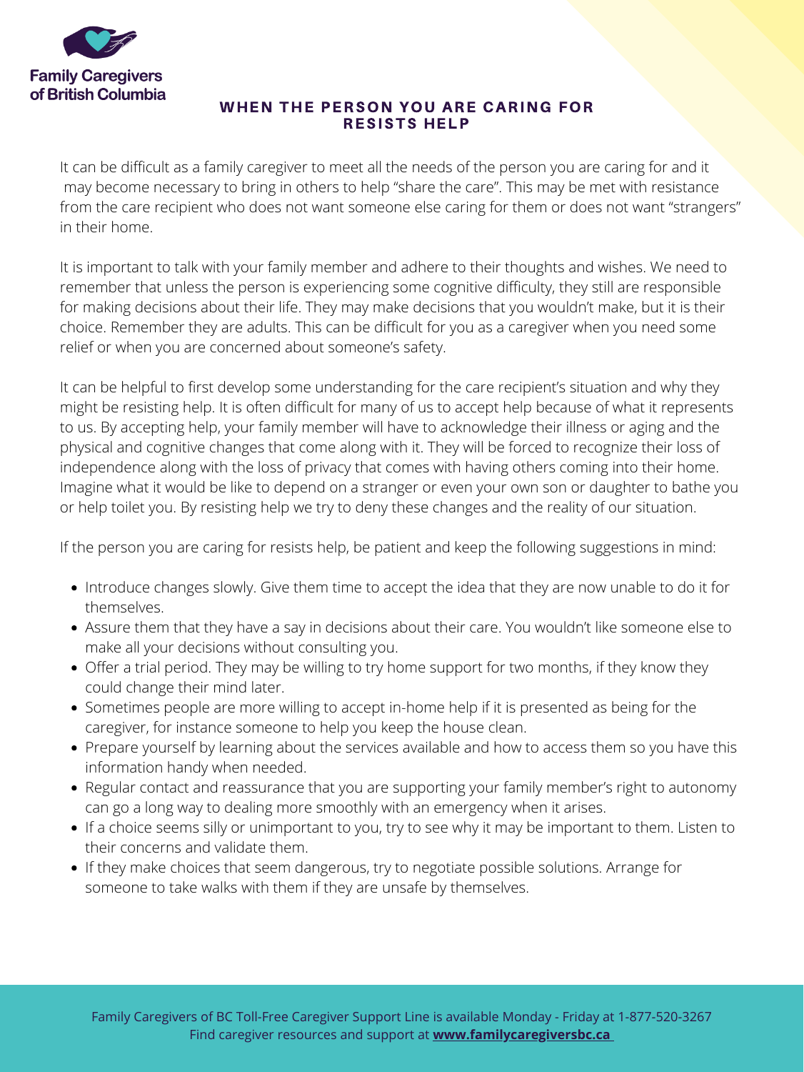**Family Caregivers of British Columbia**

## WHEN THE PERSON YOU ARE CARING FOR RESISTS HELP

It can be difficult as a family caregiver to meet all the needs of the person you are caring for and it may become necessary to bring in others to help "share the care". This may be met with resistance from the care recipient who does not want someone else caring for them or does not want "strangers" in their home.

It is important to talk with your family member and adhere to their thoughts and wishes. We need to remember that unless the person is experiencing some cognitive difficulty, they still are responsible for making decisions about their life. They may make decisions that you wouldn't make, but it is their choice. Remember they are adults. This can be difficult for you as a caregiver when you need some relief or when you are concerned about someone's safety.

It can be helpful to first develop some understanding for the care recipient's situation and why they might be resisting help. It is often difficult for many of us to accept help because of what it represents to us. By accepting help, your family member will have to acknowledge their illness or aging and the physical and cognitive changes that come along with it. They will be forced to recognize their loss of independence along with the loss of privacy that comes with having others coming into their home. Imagine what it would be like to depend on a stranger or even your own son or daughter to bathe you or help toilet you. By resisting help we try to deny these changes and the reality of our situation.

If the person you are caring for resists help, be patient and keep the following suggestions in mind:

- Introduce changes slowly. Give them time to accept the idea that they are now unable to do it for themselves.
- Assure them that they have a say in decisions about their care. You wouldn't like someone else to make all your decisions without consulting you.
- Offer a trial period. They may be willing to try home support for two months, if they know they could change their mind later.
- Sometimes people are more willing to accept in-home help if it is presented as being for the caregiver, for instance someone to help you keep the house clean.
- Prepare yourself by learning about the services available and how to access them so you have this information handy when needed.
- Regular contact and reassurance that you are supporting your family member's right to autonomy can go a long way to dealing more smoothly with an emergency when it arises.
- If a choice seems silly or unimportant to you, try to see why it may be important to them. Listen to their concerns and validate them.
- If they make choices that seem dangerous, try to negotiate possible solutions. Arrange for someone to take walks with them if they are unsafe by themselves.

Family Caregivers of BC Toll-Free Caregiver Support Line is available Monday - Friday at 1-877-520-3267
Find caregiver resources and support at **www.familycaregiversbc.ca**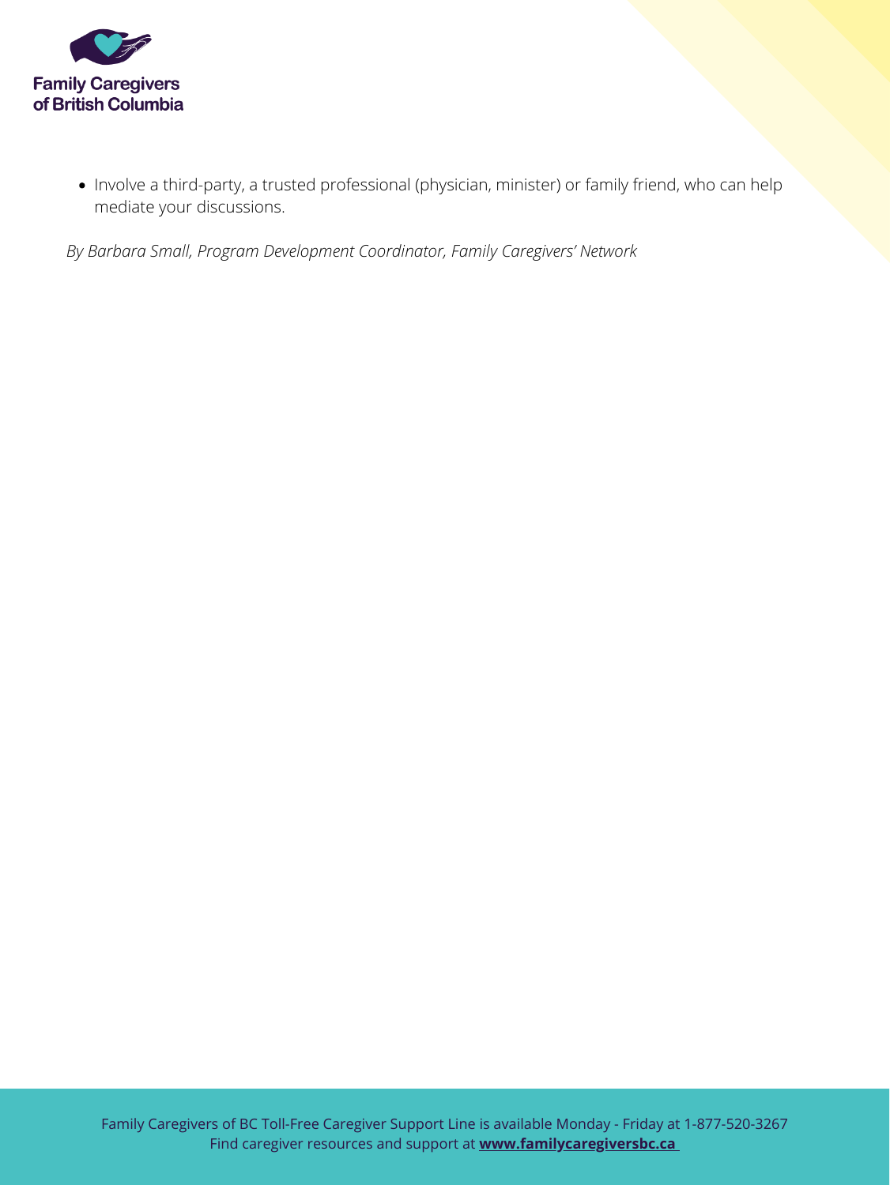- Involve a third-party, a trusted professional (physician, minister) or family friend, who can help mediate your discussions.

*By Barbara Small, Program Development Coordinator, Family Caregivers' Network*